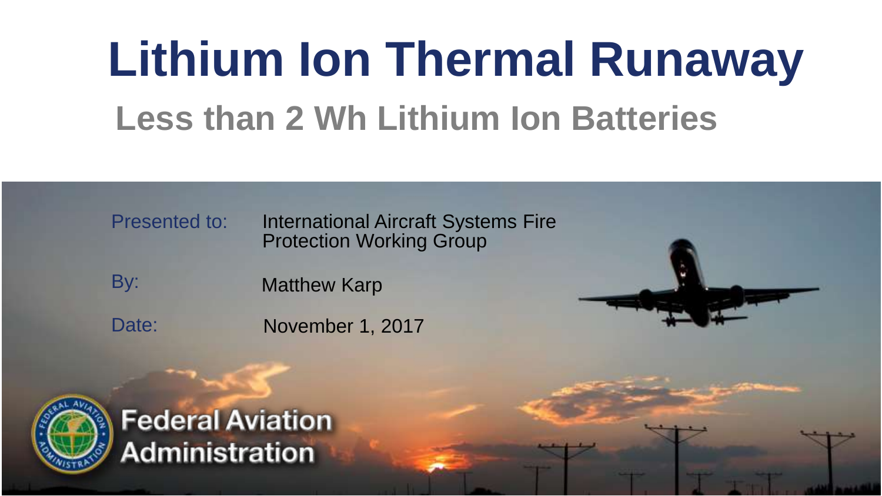# Lithium Ion Thermal Runaway

## Less than 2 Wh Lithium Ion Batteries

Presented to: International Aircraft Systems Fire Protection Working Group

By: Matthew Karp

Date: November 1, 2017

Federal Aviation Administration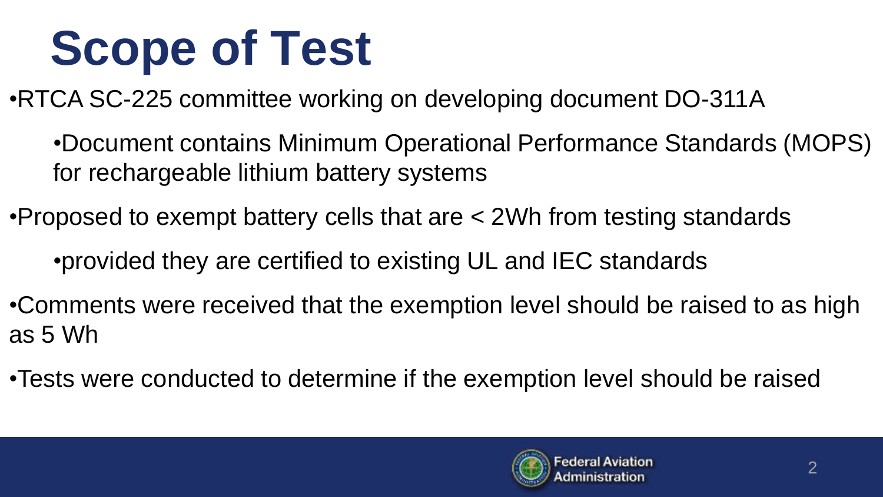# Scope of Test

- RTCA SC-225 committee working on developing document DO-311A
  - Document contains Minimum Operational Performance Standards (MOPS) for rechargeable lithium battery systems
- Proposed to exempt battery cells that are < 2Wh from testing standards
  - provided they are certified to existing UL and IEC standards
- Comments were received that the exemption level should be raised to as high as 5 Wh
- Tests were conducted to determine if the exemption level should be raised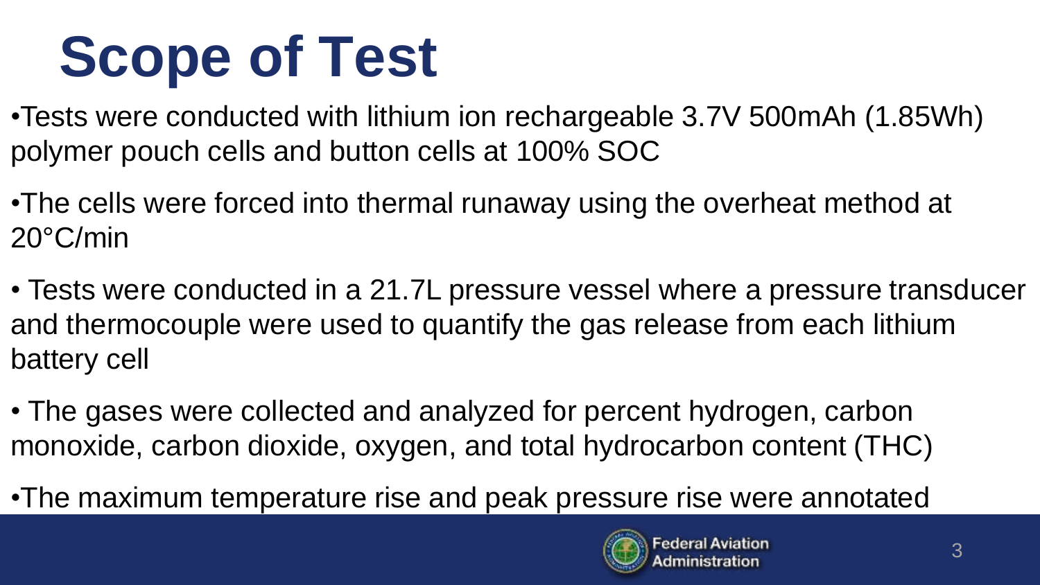# Scope of Test

- Tests were conducted with lithium ion rechargeable 3.7V 500mAh (1.85Wh) polymer pouch cells and button cells at 100% SOC
- The cells were forced into thermal runaway using the overheat method at 20°C/min
- Tests were conducted in a 21.7L pressure vessel where a pressure transducer and thermocouple were used to quantify the gas release from each lithium battery cell
- The gases were collected and analyzed for percent hydrogen, carbon monoxide, carbon dioxide, oxygen, and total hydrocarbon content (THC)
- The maximum temperature rise and peak pressure rise were annotated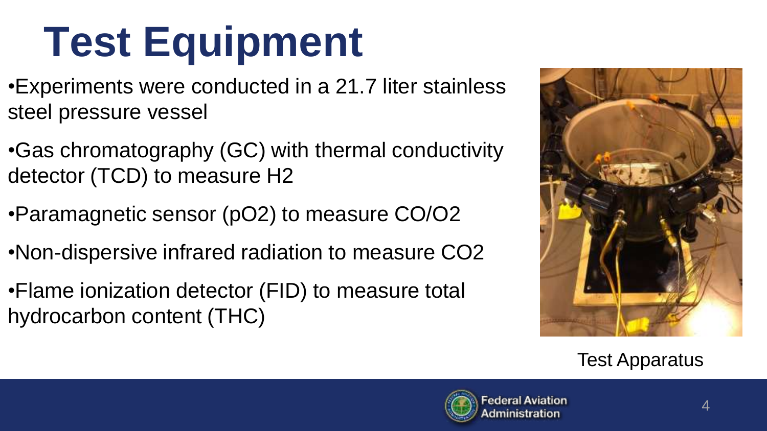# Test Equipment

- Experiments were conducted in a 21.7 liter stainless steel pressure vessel
- Gas chromatography (GC) with thermal conductivity detector (TCD) to measure $H_2$
- Paramagnetic sensor ($pO_2$) to measure $CO/O_2$
- Non-dispersive infrared radiation to measure $CO_2$
- Flame ionization detector (FID) to measure total hydrocarbon content (THC)

Test Apparatus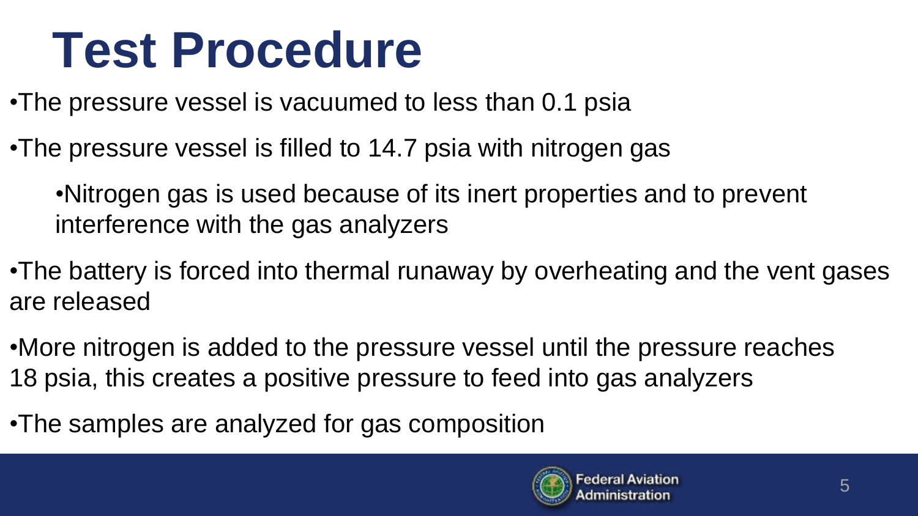# Test Procedure

- The pressure vessel is vacuumed to less than 0.1 psia
- The pressure vessel is filled to 14.7 psia with nitrogen gas
  - Nitrogen gas is used because of its inert properties and to prevent interference with the gas analyzers
- The battery is forced into thermal runaway by overheating and the vent gases are released
- More nitrogen is added to the pressure vessel until the pressure reaches 18 psia, this creates a positive pressure to feed into gas analyzers
- The samples are analyzed for gas composition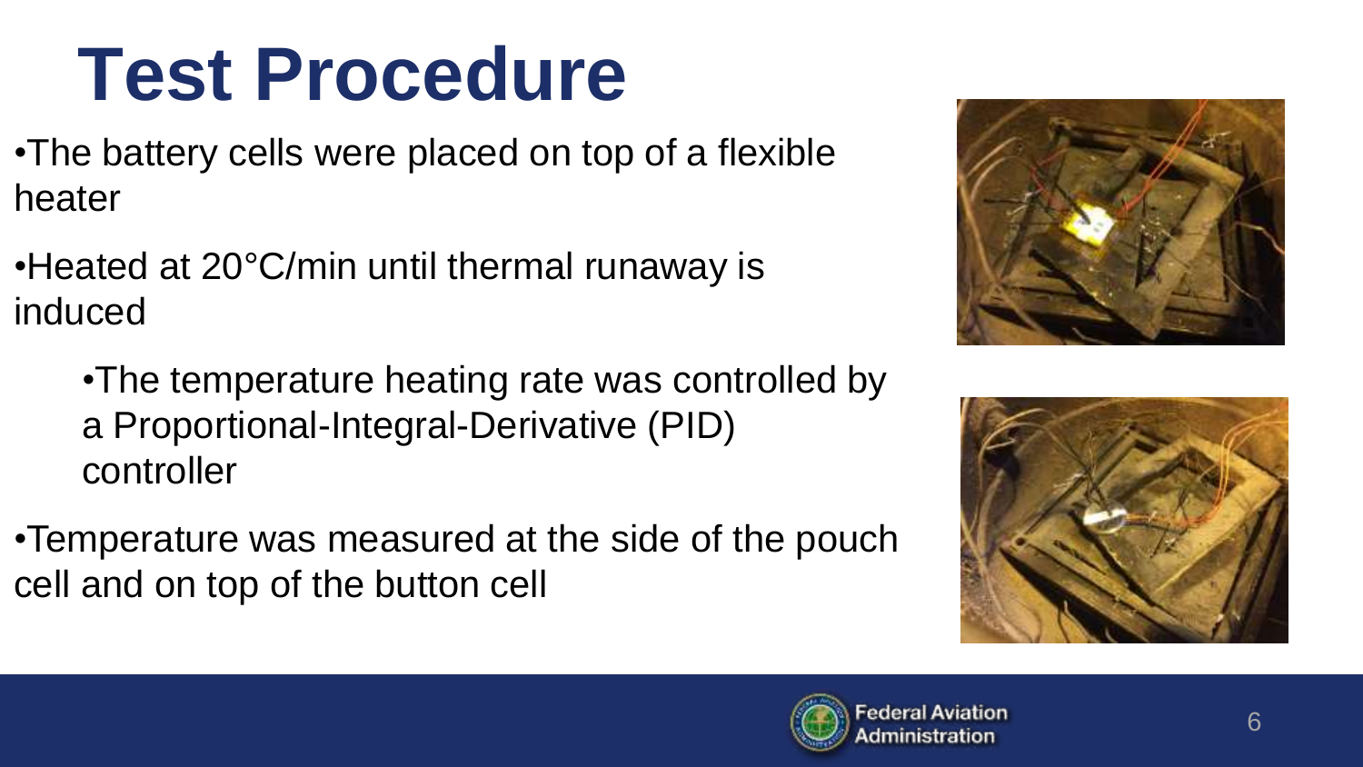# Test Procedure

- The battery cells were placed on top of a flexible heater
- Heated at 20°C/min until thermal runaway is induced
    - The temperature heating rate was controlled by a Proportional-Integral-Derivative (PID) controller
- Temperature was measured at the side of the pouch cell and on top of the button cell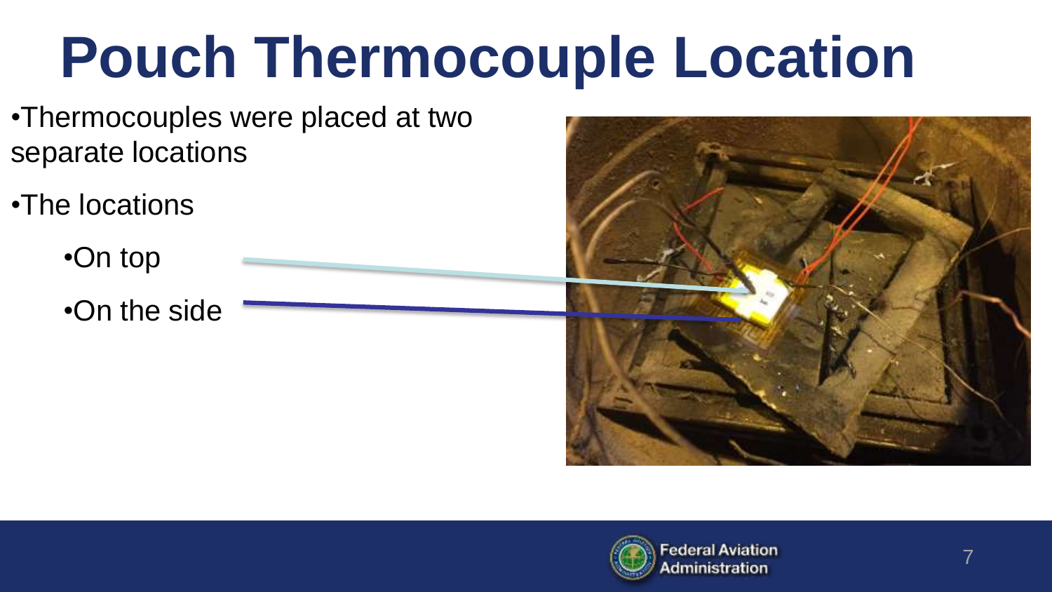# Pouch Thermocouple Location

- Thermocouples were placed at two separate locations
- The locations
  - On top
  - On the side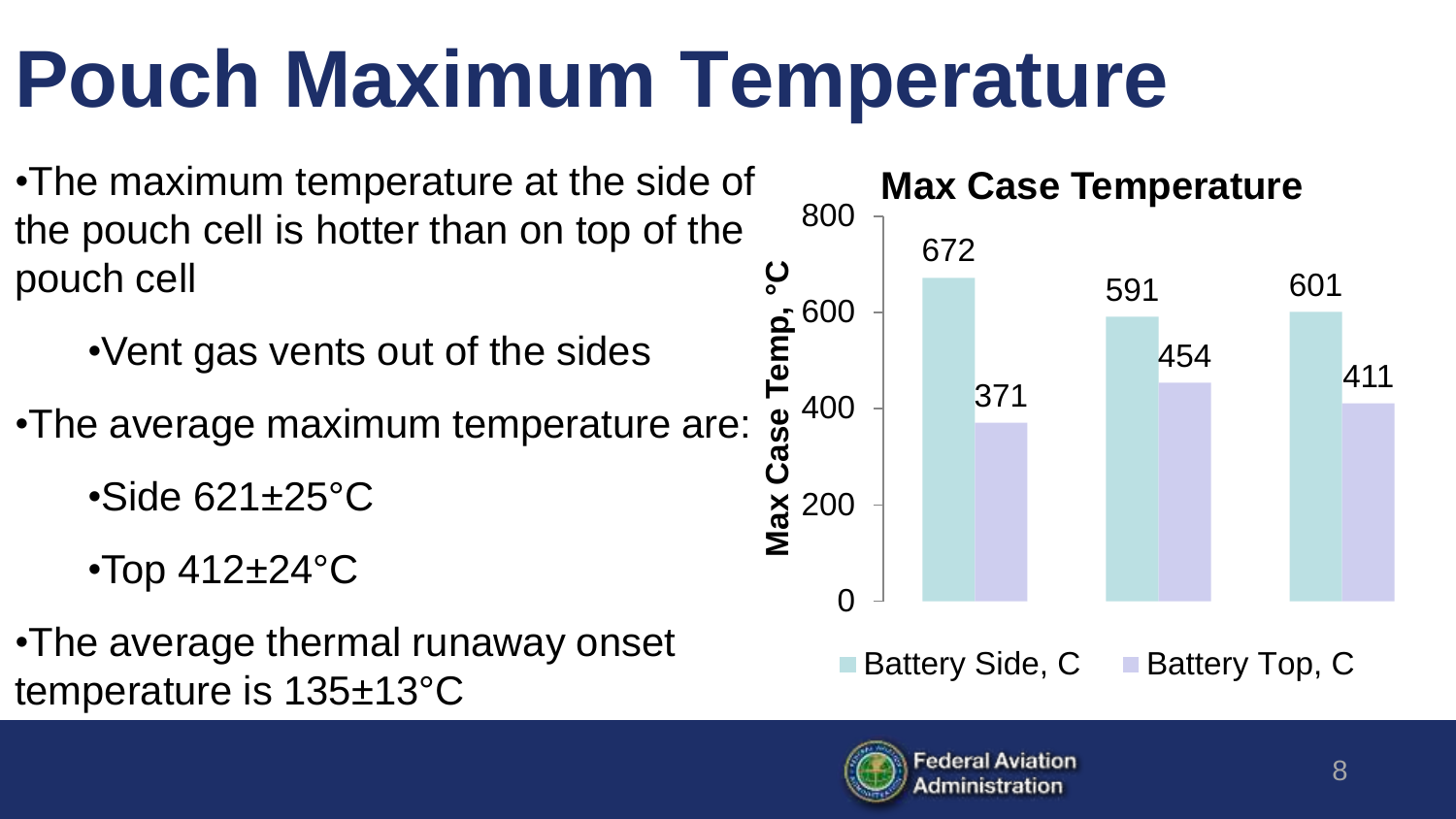# Pouch Maximum Temperature

- The maximum temperature at the side of the pouch cell is hotter than on top of the pouch cell
  - Vent gas vents out of the sides
- The average maximum temperature are:
  - Side 621±25°C
  - Top 412±24°C
- The average thermal runaway onset temperature is 135±13°C

**Max Case Temperature**

| | Battery Side, C | Battery Top, C |
|---|---|---|
| 1 | 672 | 371 |
| 2 | 591 | 454 |
| 3 | 601 | 411 |

Max Case Temp, °C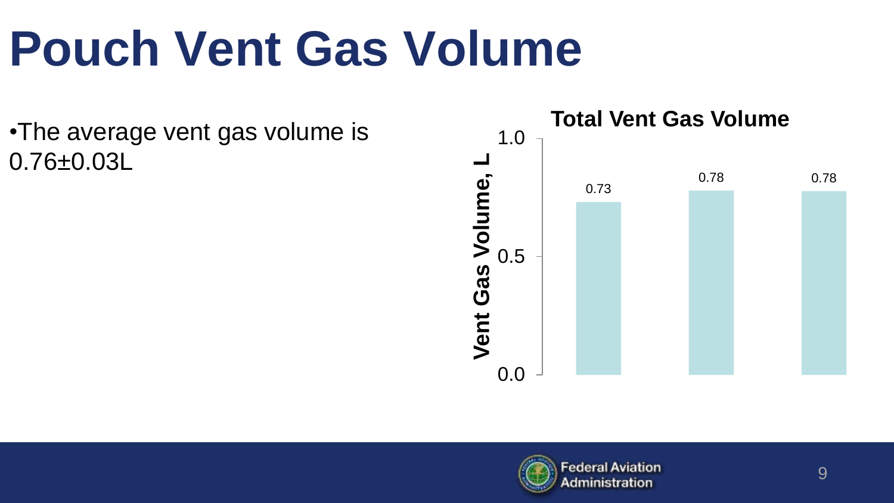# Pouch Vent Gas Volume

- The average vent gas volume is 0.76±0.03L

**Total Vent Gas Volume**

| Test | Vent Gas Volume, L |
|---|---|
| 1 | 0.73 |
| 2 | 0.78 |
| 3 | 0.78 |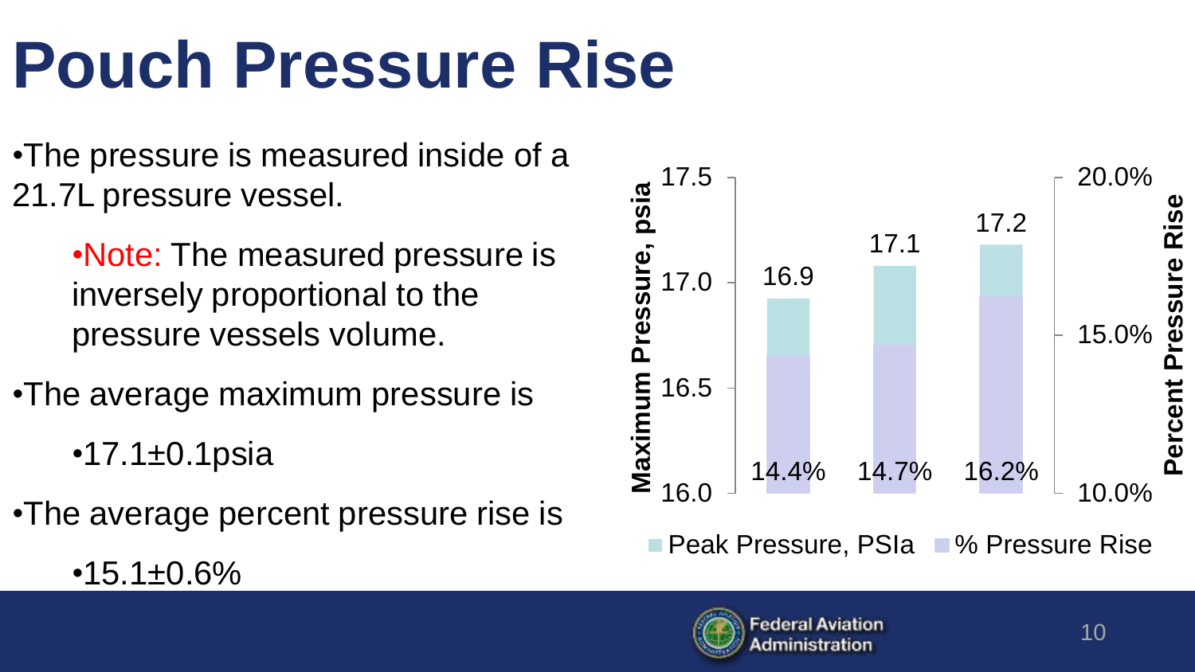# Pouch Pressure Rise

- The pressure is measured inside of a 21.7L pressure vessel.
  - Note: The measured pressure is inversely proportional to the pressure vessels volume.
- The average maximum pressure is
  - 17.1±0.1psia
- The average percent pressure rise is
  - 15.1±0.6%

| Test | Peak Pressure, PSIa | % Pressure Rise |
|---|---|---|
| 1 | 16.9 | 14.4% |
| 2 | 17.1 | 14.7% |
| 3 | 17.2 | 16.2% |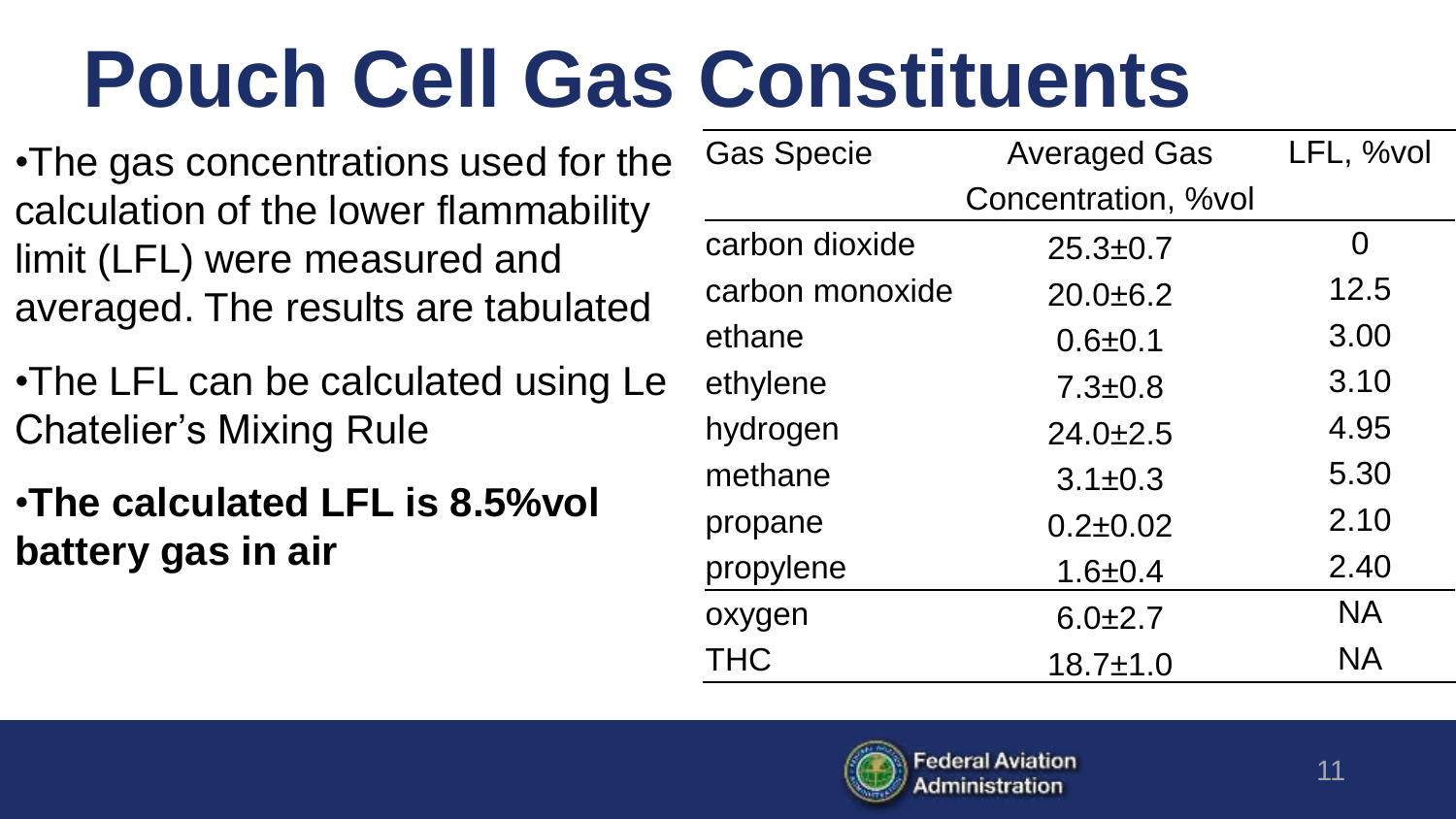# Pouch Cell Gas Constituents

- The gas concentrations used for the calculation of the lower flammability limit (LFL) were measured and averaged. The results are tabulated
- The LFL can be calculated using Le Chatelier's Mixing Rule
- **The calculated LFL is 8.5%vol battery gas in air**

| Gas Specie | Averaged Gas Concentration, %vol | LFL, %vol |
|---|---|---|
| carbon dioxide | 25.3±0.7 | 0 |
| carbon monoxide | 20.0±6.2 | 12.5 |
| ethane | 0.6±0.1 | 3.00 |
| ethylene | 7.3±0.8 | 3.10 |
| hydrogen | 24.0±2.5 | 4.95 |
| methane | 3.1±0.3 | 5.30 |
| propane | 0.2±0.02 | 2.10 |
| propylene | 1.6±0.4 | 2.40 |
| oxygen | 6.0±2.7 | NA |
| THC | 18.7±1.0 | NA |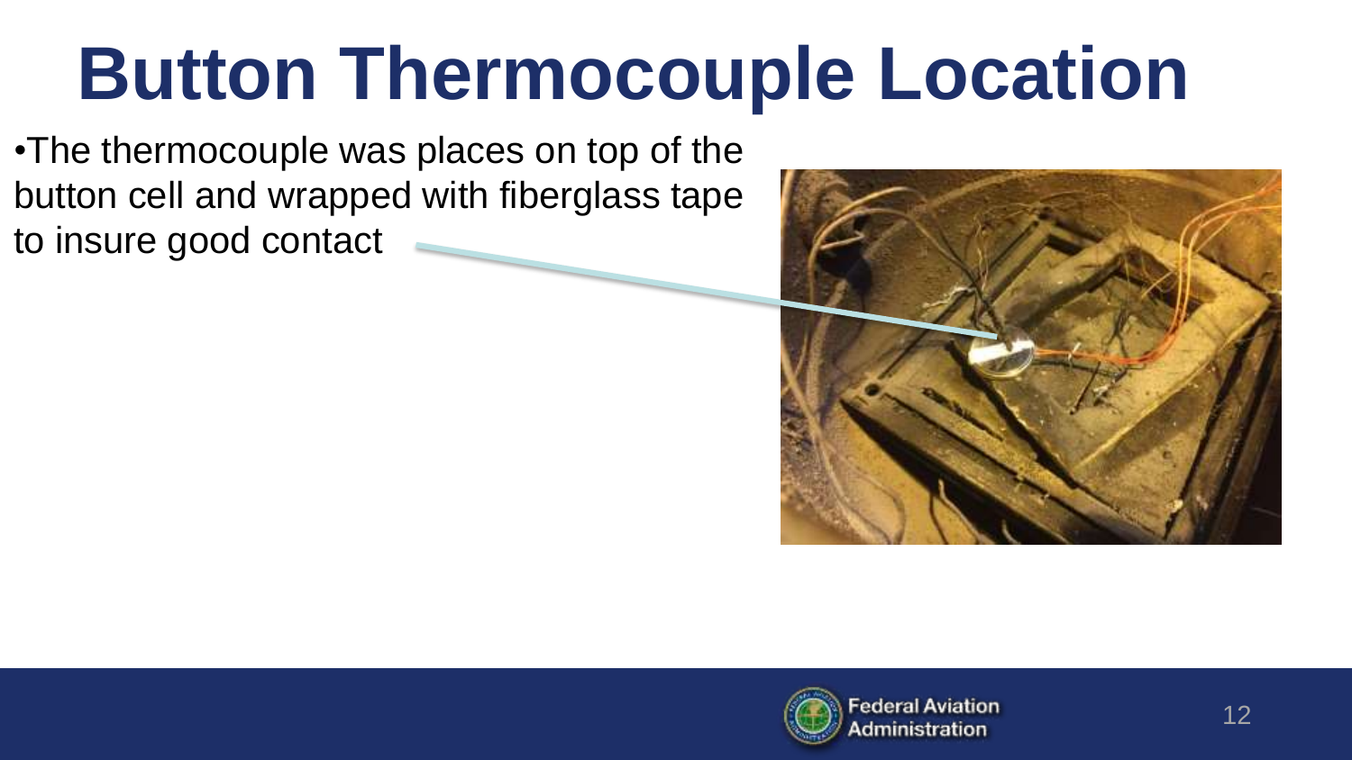# Button Thermocouple Location

- The thermocouple was places on top of the button cell and wrapped with fiberglass tape to insure good contact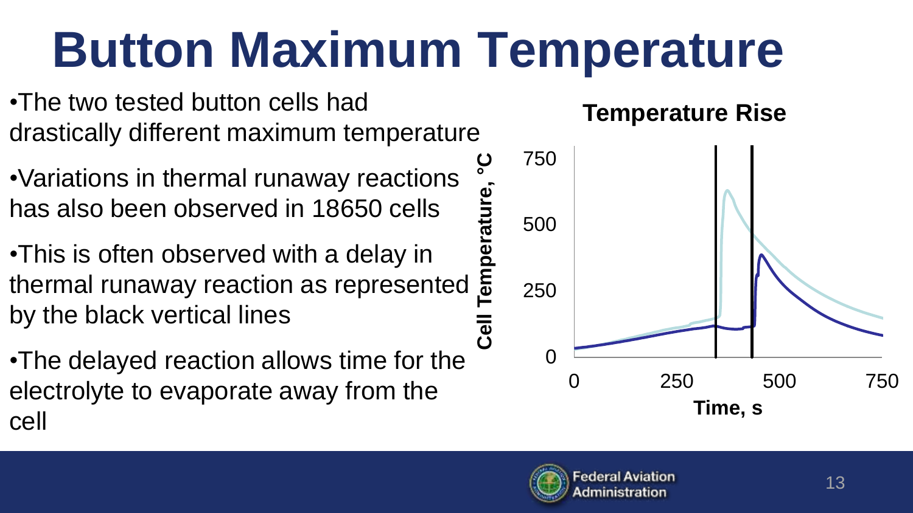# Button Maximum Temperature

- The two tested button cells had drastically different maximum temperature
- Variations in thermal runaway reactions has also been observed in 18650 cells
- This is often observed with a delay in thermal runaway reaction as represented by the black vertical lines
- The delayed reaction allows time for the electrolyte to evaporate away from the cell

**Temperature Rise**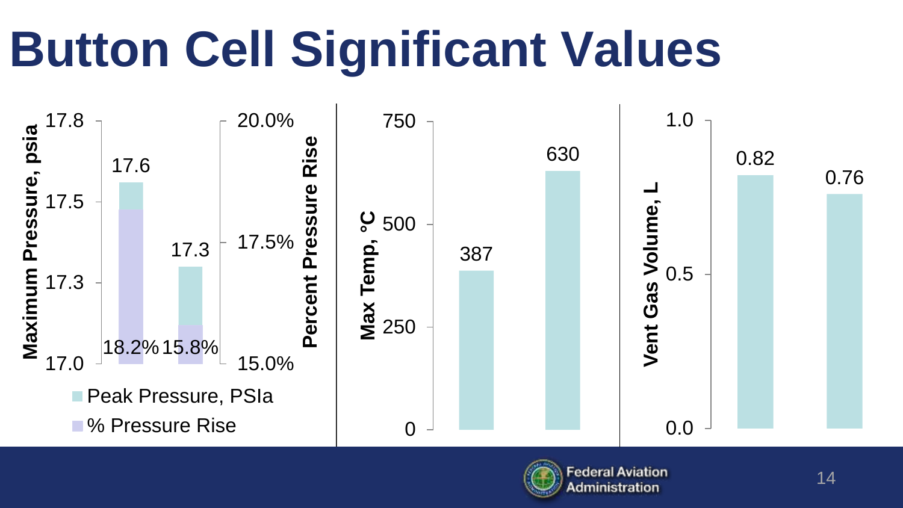# Button Cell Significant Values

| | Peak Pressure, PSIa | % Pressure Rise |
|---|---|---|
| Bar 1 | 17.6 | 18.2% |
| Bar 2 | 17.3 | 15.8% |

Maximum Pressure, psia (axis: 17.0, 17.3, 17.5, 17.8) / Percent Pressure Rise (axis: 15.0%, 17.5%, 20.0%)

| | Max Temp, °C |
|---|---|
| Bar 1 | 387 |
| Bar 2 | 630 |

Max Temp, °C (axis: 0, 250, 500, 750)

| | Vent Gas Volume, L |
|---|---|
| Bar 1 | 0.82 |
| Bar 2 | 0.76 |

Vent Gas Volume, L (axis: 0.0, 0.5, 1.0)

Federal Aviation Administration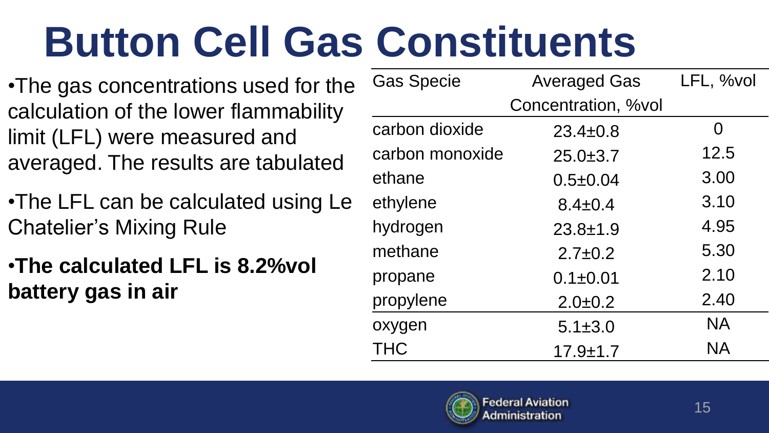# Button Cell Gas Constituents

- The gas concentrations used for the calculation of the lower flammability limit (LFL) were measured and averaged. The results are tabulated
- The LFL can be calculated using Le Chatelier's Mixing Rule
- **The calculated LFL is 8.2%vol battery gas in air**

| Gas Specie | Averaged Gas Concentration, %vol | LFL, %vol |
|---|---|---|
| carbon dioxide | 23.4±0.8 | 0 |
| carbon monoxide | 25.0±3.7 | 12.5 |
| ethane | 0.5±0.04 | 3.00 |
| ethylene | 8.4±0.4 | 3.10 |
| hydrogen | 23.8±1.9 | 4.95 |
| methane | 2.7±0.2 | 5.30 |
| propane | 0.1±0.01 | 2.10 |
| propylene | 2.0±0.2 | 2.40 |
| oxygen | 5.1±3.0 | NA |
| THC | 17.9±1.7 | NA |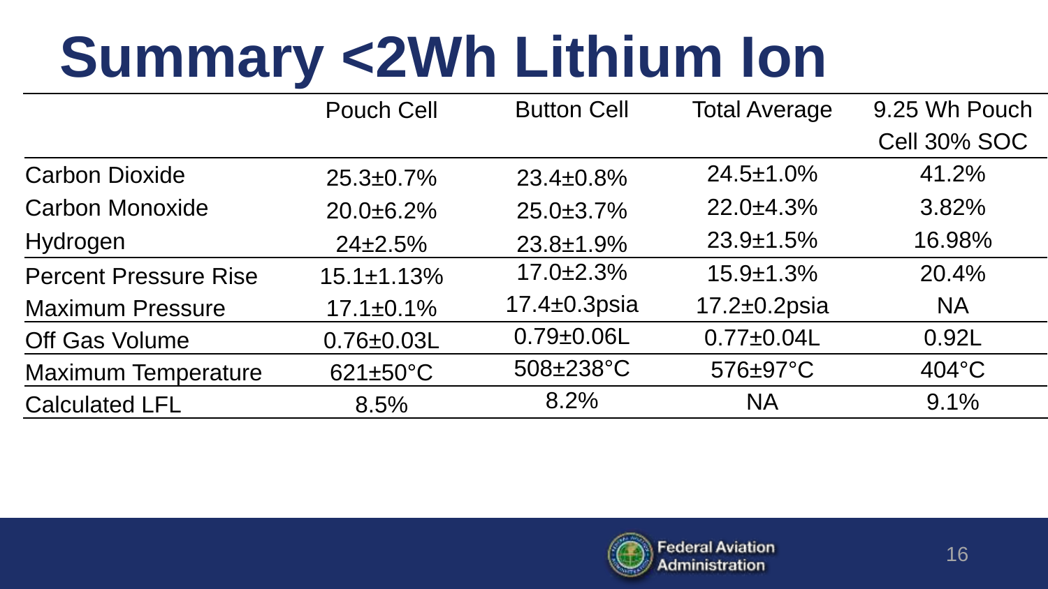# Summary <2Wh Lithium Ion

| | Pouch Cell | Button Cell | Total Average | 9.25 Wh Pouch Cell 30% SOC |
|---|---|---|---|---|
| Carbon Dioxide | 25.3±0.7% | 23.4±0.8% | 24.5±1.0% | 41.2% |
| Carbon Monoxide | 20.0±6.2% | 25.0±3.7% | 22.0±4.3% | 3.82% |
| Hydrogen | 24±2.5% | 23.8±1.9% | 23.9±1.5% | 16.98% |
| Percent Pressure Rise | 15.1±1.13% | 17.0±2.3% | 15.9±1.3% | 20.4% |
| Maximum Pressure | 17.1±0.1% | 17.4±0.3psia | 17.2±0.2psia | NA |
| Off Gas Volume | 0.76±0.03L | 0.79±0.06L | 0.77±0.04L | 0.92L |
| Maximum Temperature | 621±50°C | 508±238°C | 576±97°C | 404°C |
| Calculated LFL | 8.5% | 8.2% | NA | 9.1% |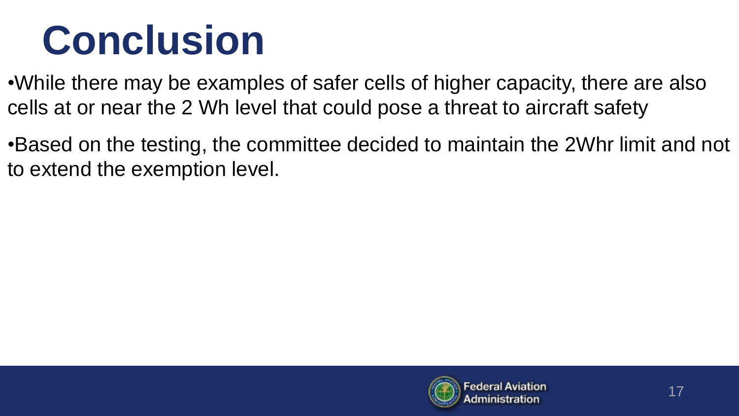# Conclusion

- While there may be examples of safer cells of higher capacity, there are also cells at or near the 2 Wh level that could pose a threat to aircraft safety
- Based on the testing, the committee decided to maintain the 2Whr limit and not to extend the exemption level.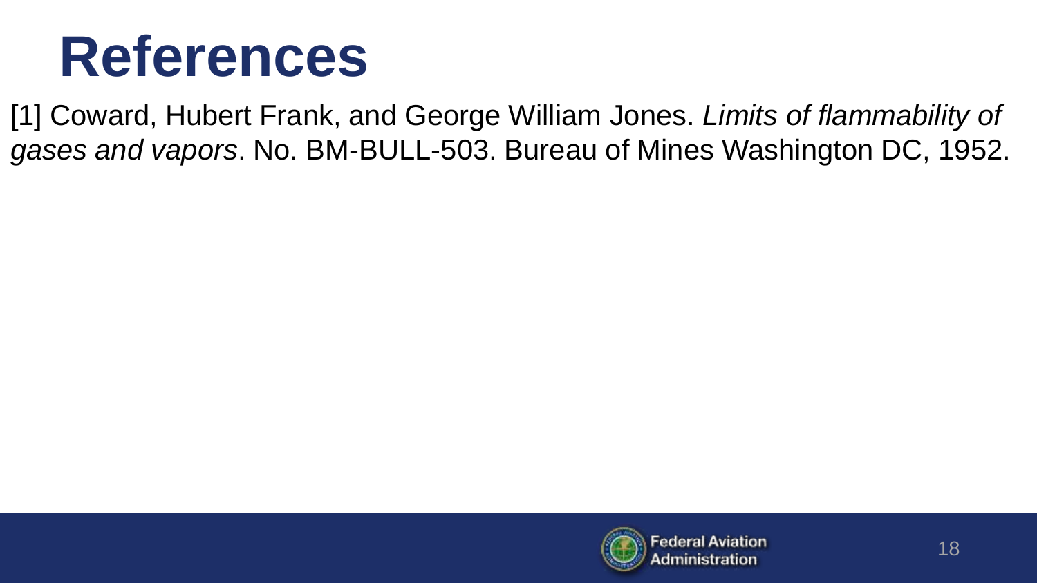# References

[1] Coward, Hubert Frank, and George William Jones. *Limits of flammability of gases and vapors*. No. BM-BULL-503. Bureau of Mines Washington DC, 1952.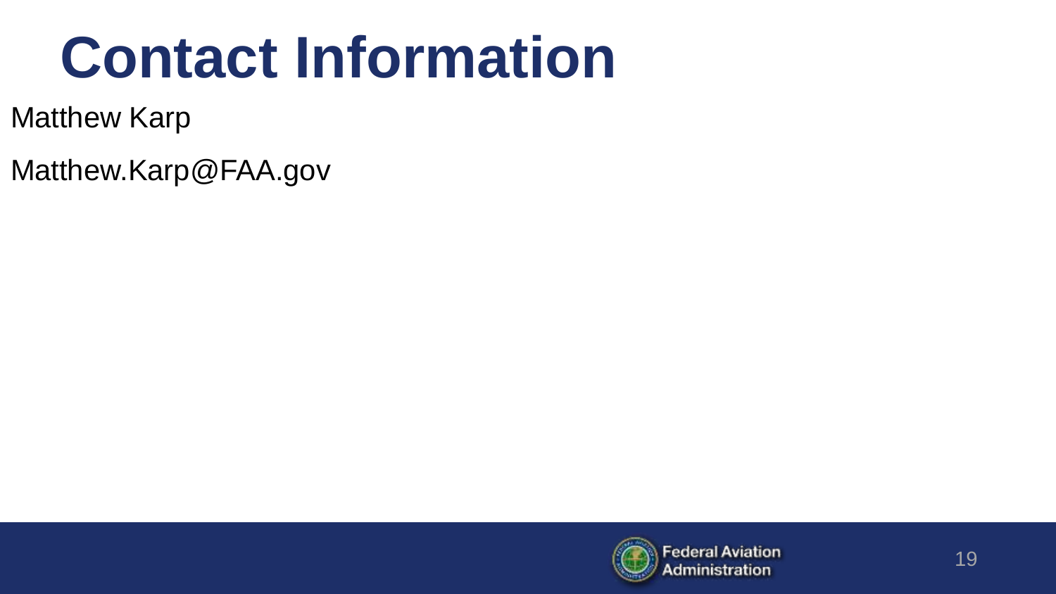# Contact Information

Matthew Karp

Matthew.Karp@FAA.gov